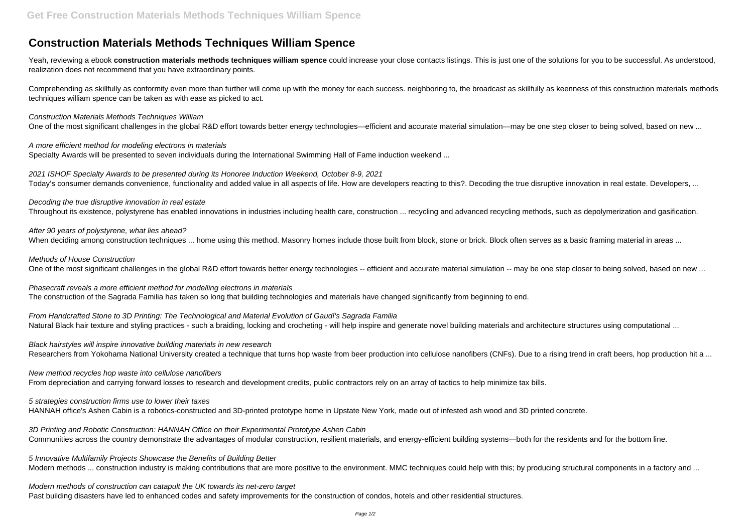# Construction Materials Methods Techniques William Spence

Yeah, reviewing a ebook **construction materials methods techniques william spence** could increase your close contacts listings. This is just one of the solutions for you to be successful. As understood, realization does not recommend that you have extraordinary points.

Comprehending as skillfully as conformity even more than further will come up with the money for each success. neighboring to, the broadcast as skillfully as keenness of this construction materials methods techniques william spence can be taken as with ease as picked to act.

*Construction Materials Methods Techniques William*

One of the most significant challenges in the global R&D effort towards better energy technologies—efficient and accurate material simulation—may be one step closer to being solved, based on new ...

*A more efficient method for modeling electrons in materials*

Specialty Awards will be presented to seven individuals during the International Swimming Hall of Fame induction weekend ...

*2021 ISHOF Specialty Awards to be presented during its Honoree Induction Weekend, October 8-9, 2021*

Today's consumer demands convenience, functionality and added value in all aspects of life. How are developers reacting to this?. Decoding the true disruptive innovation in real estate. Developers, ...

*Decoding the true disruptive innovation in real estate*

Throughout its existence, polystyrene has enabled innovations in industries including health care, construction ... recycling and advanced recycling methods, such as depolymerization and gasification.

*After 90 years of polystyrene, what lies ahead?*

When deciding among construction techniques ... home using this method. Masonry homes include those built from block, stone or brick. Block often serves as a basic framing material in areas ...

*Methods of House Construction*

One of the most significant challenges in the global R&D effort towards better energy technologies -- efficient and accurate material simulation -- may be one step closer to being solved, based on new ...

*Phasecraft reveals a more efficient method for modelling electrons in materials*

The construction of the Sagrada Familia has taken so long that building technologies and materials have changed significantly from beginning to end.

*From Handcrafted Stone to 3D Printing: The Technological and Material Evolution of Gaudí's Sagrada Familia*

Natural Black hair texture and styling practices - such a braiding, locking and crocheting - will help inspire and generate novel building materials and architecture structures using computational ...

*Black hairstyles will inspire innovative building materials in new research*

Researchers from Yokohama National University created a technique that turns hop waste from beer production into cellulose nanofibers (CNFs). Due to a rising trend in craft beers, hop production hit a ...

*New method recycles hop waste into cellulose nanofibers*

From depreciation and carrying forward losses to research and development credits, public contractors rely on an array of tactics to help minimize tax bills.

*5 strategies construction firms use to lower their taxes*

HANNAH office's Ashen Cabin is a robotics-constructed and 3D-printed prototype home in Upstate New York, made out of infested ash wood and 3D printed concrete.

*3D Printing and Robotic Construction: HANNAH Office on their Experimental Prototype Ashen Cabin*

Communities across the country demonstrate the advantages of modular construction, resilient materials, and energy-efficient building systems—both for the residents and for the bottom line.

*5 Innovative Multifamily Projects Showcase the Benefits of Building Better*

Modern methods ... construction industry is making contributions that are more positive to the environment. MMC techniques could help with this; by producing structural components in a factory and ...

*Modern methods of construction can catapult the UK towards its net-zero target*

Past building disasters have led to enhanced codes and safety improvements for the construction of condos, hotels and other residential structures.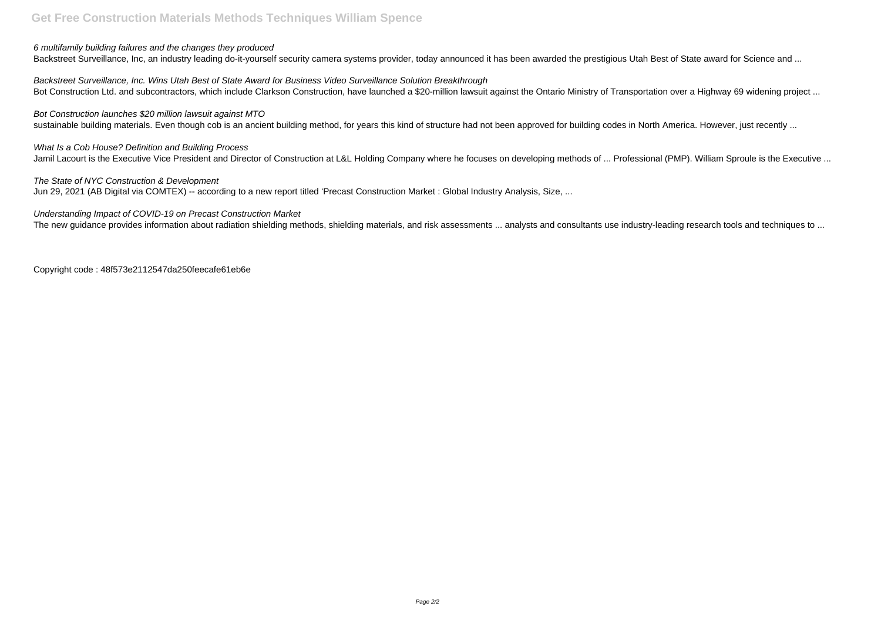*6 multifamily building failures and the changes they produced*

Backstreet Surveillance, Inc, an industry leading do-it-yourself security camera systems provider, today announced it has been awarded the prestigious Utah Best of State award for Science and ...

*Backstreet Surveillance, Inc. Wins Utah Best of State Award for Business Video Surveillance Solution Breakthrough*

Bot Construction Ltd. and subcontractors, which include Clarkson Construction, have launched a $20-million lawsuit against the Ontario Ministry of Transportation over a Highway 69 widening project ...

*Bot Construction launches $20 million lawsuit against MTO*

sustainable building materials. Even though cob is an ancient building method, for years this kind of structure had not been approved for building codes in North America. However, just recently ...

*What Is a Cob House? Definition and Building Process*

Jamil Lacourt is the Executive Vice President and Director of Construction at L&L Holding Company where he focuses on developing methods of ... Professional (PMP). William Sproule is the Executive ...

*The State of NYC Construction & Development*

Jun 29, 2021 (AB Digital via COMTEX) -- according to a new report titled 'Precast Construction Market : Global Industry Analysis, Size, ...

*Understanding Impact of COVID-19 on Precast Construction Market*

The new guidance provides information about radiation shielding methods, shielding materials, and risk assessments ... analysts and consultants use industry-leading research tools and techniques to ...

Copyright code : 48f573e2112547da250feecafe61eb6e